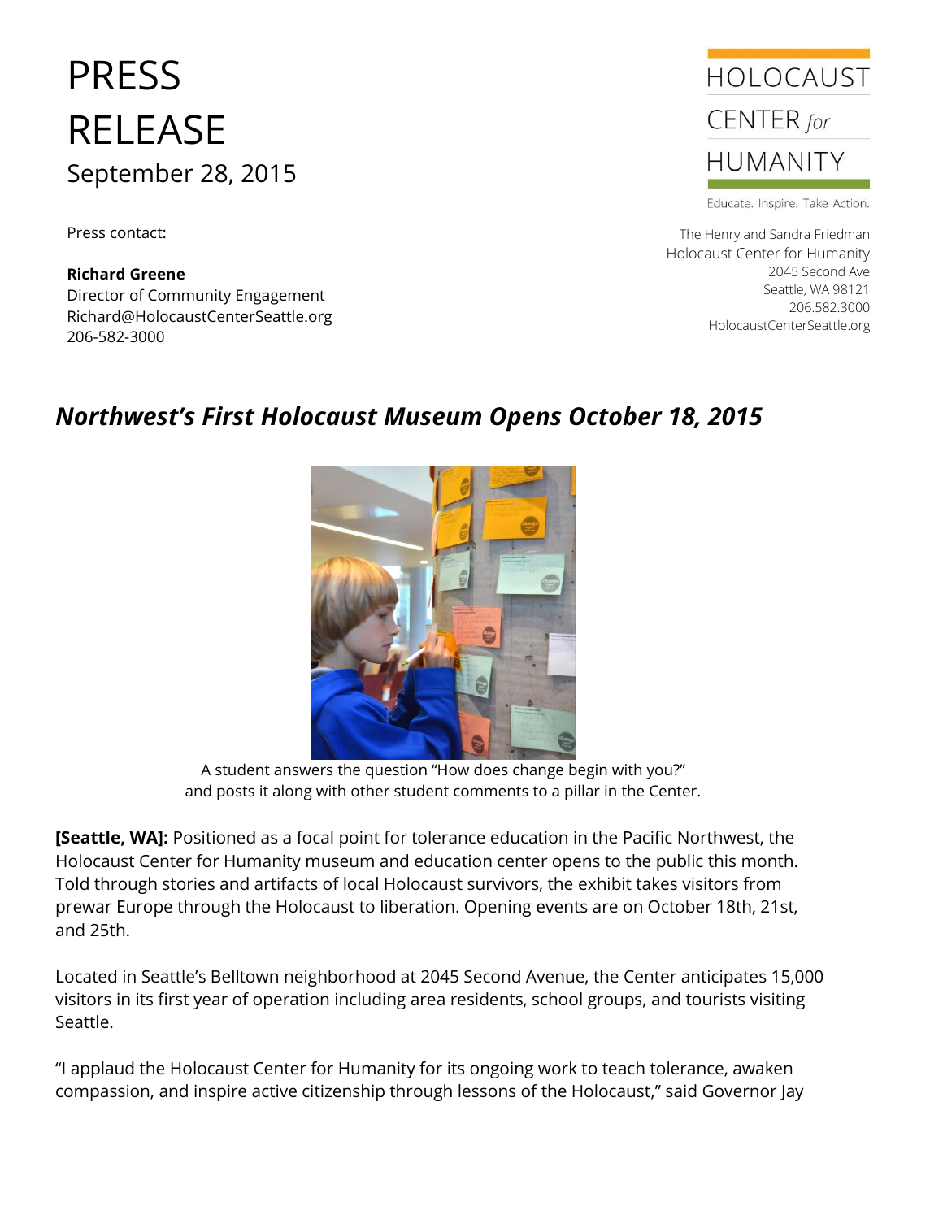# PRESS RELEASE

September 28, 2015

Press contact:

**Richard Greene**
Director of Community Engagement
Richard@HolocaustCenterSeattle.org
206-582-3000

HOLOCAUST CENTER *for* HUMANITY

Educate. Inspire. Take Action.

The Henry and Sandra Friedman
Holocaust Center for Humanity
2045 Second Ave
Seattle, WA 98121
206.582.3000
HolocaustCenterSeattle.org

## *Northwest's First Holocaust Museum Opens October 18, 2015*

A student answers the question "How does change begin with you?" and posts it along with other student comments to a pillar in the Center.

**[Seattle, WA]:** Positioned as a focal point for tolerance education in the Pacific Northwest, the Holocaust Center for Humanity museum and education center opens to the public this month. Told through stories and artifacts of local Holocaust survivors, the exhibit takes visitors from prewar Europe through the Holocaust to liberation. Opening events are on October 18th, 21st, and 25th.

Located in Seattle's Belltown neighborhood at 2045 Second Avenue, the Center anticipates 15,000 visitors in its first year of operation including area residents, school groups, and tourists visiting Seattle.

"I applaud the Holocaust Center for Humanity for its ongoing work to teach tolerance, awaken compassion, and inspire active citizenship through lessons of the Holocaust," said Governor Jay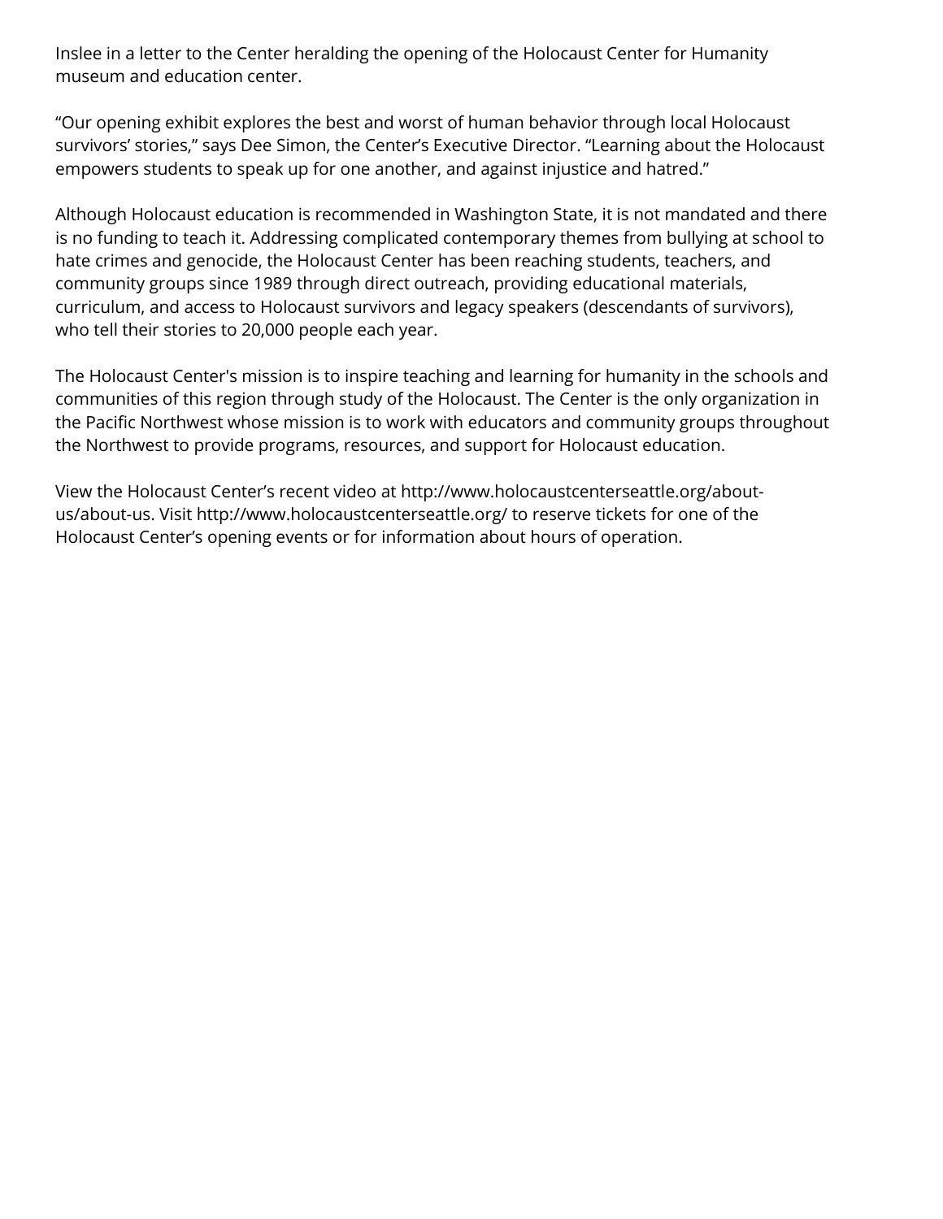Inslee in a letter to the Center heralding the opening of the Holocaust Center for Humanity museum and education center.

"Our opening exhibit explores the best and worst of human behavior through local Holocaust survivors' stories," says Dee Simon, the Center's Executive Director. "Learning about the Holocaust empowers students to speak up for one another, and against injustice and hatred."

Although Holocaust education is recommended in Washington State, it is not mandated and there is no funding to teach it. Addressing complicated contemporary themes from bullying at school to hate crimes and genocide, the Holocaust Center has been reaching students, teachers, and community groups since 1989 through direct outreach, providing educational materials, curriculum, and access to Holocaust survivors and legacy speakers (descendants of survivors), who tell their stories to 20,000 people each year.

The Holocaust Center's mission is to inspire teaching and learning for humanity in the schools and communities of this region through study of the Holocaust. The Center is the only organization in the Pacific Northwest whose mission is to work with educators and community groups throughout the Northwest to provide programs, resources, and support for Holocaust education.

View the Holocaust Center's recent video at http://www.holocaustcenterseattle.org/about-us/about-us. Visit http://www.holocaustcenterseattle.org/ to reserve tickets for one of the Holocaust Center's opening events or for information about hours of operation.